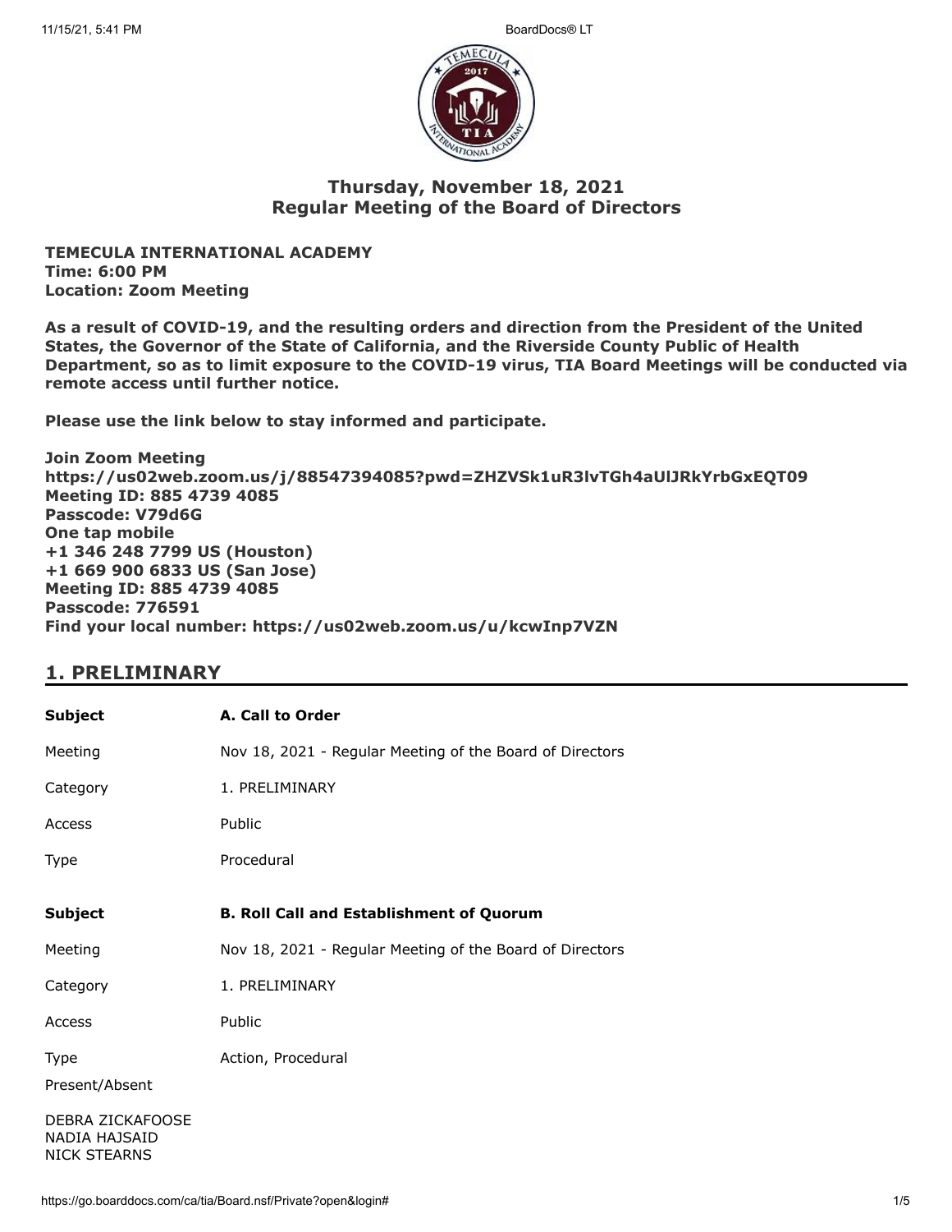## Thursday, November 18, 2021
## Regular Meeting of the Board of Directors

**TEMECULA INTERNATIONAL ACADEMY**
**Time: 6:00 PM**
**Location: Zoom Meeting**

**As a result of COVID-19, and the resulting orders and direction from the President of the United States, the Governor of the State of California, and the Riverside County Public of Health Department, so as to limit exposure to the COVID-19 virus, TIA Board Meetings will be conducted via remote access until further notice.**

**Please use the link below to stay informed and participate.**

**Join Zoom Meeting**
**https://us02web.zoom.us/j/88547394085?pwd=ZHZVSk1uR3lvTGh4aUlJRkYrbGxEQT09**
**Meeting ID: 885 4739 4085**
**Passcode: V79d6G**
**One tap mobile**
**+1 346 248 7799 US (Houston)**
**+1 669 900 6833 US (San Jose)**
**Meeting ID: 885 4739 4085**
**Passcode: 776591**
**Find your local number: https://us02web.zoom.us/u/kcwInp7VZN**

## 1. PRELIMINARY

| Subject | **A. Call to Order** |
|---|---|
| Meeting | Nov 18, 2021 - Regular Meeting of the Board of Directors |
| Category | 1. PRELIMINARY |
| Access | Public |
| Type | Procedural |

| Subject | **B. Roll Call and Establishment of Quorum** |
|---|---|
| Meeting | Nov 18, 2021 - Regular Meeting of the Board of Directors |
| Category | 1. PRELIMINARY |
| Access | Public |
| Type | Action, Procedural |

Present/Absent

DEBRA ZICKAFOOSE
NADIA HAJSAID
NICK STEARNS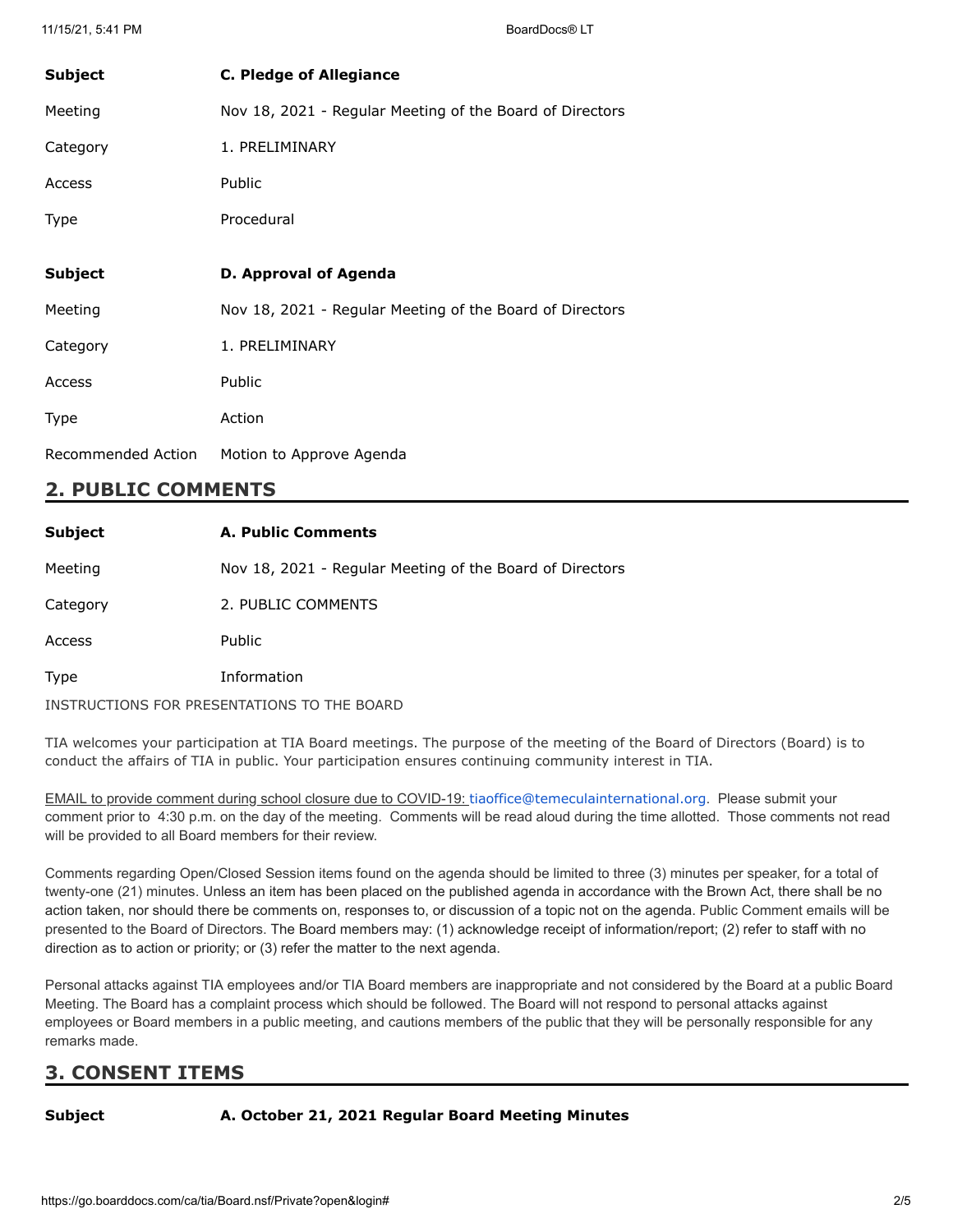| Subject | C. Pledge of Allegiance |
|---|---|
| Meeting | Nov 18, 2021 - Regular Meeting of the Board of Directors |
| Category | 1. PRELIMINARY |
| Access | Public |
| Type | Procedural |

| Subject | D. Approval of Agenda |
|---|---|
| Meeting | Nov 18, 2021 - Regular Meeting of the Board of Directors |
| Category | 1. PRELIMINARY |
| Access | Public |
| Type | Action |
| Recommended Action | Motion to Approve Agenda |

## 2. PUBLIC COMMENTS

| Subject | A. Public Comments |
|---|---|
| Meeting | Nov 18, 2021 - Regular Meeting of the Board of Directors |
| Category | 2. PUBLIC COMMENTS |
| Access | Public |
| Type | Information |

INSTRUCTIONS FOR PRESENTATIONS TO THE BOARD

TIA welcomes your participation at TIA Board meetings. The purpose of the meeting of the Board of Directors (Board) is to conduct the affairs of TIA in public. Your participation ensures continuing community interest in TIA.

EMAIL to provide comment during school closure due to COVID-19: tiaoffice@temeculainternational.org. Please submit your comment prior to 4:30 p.m. on the day of the meeting. Comments will be read aloud during the time allotted. Those comments not read will be provided to all Board members for their review.

Comments regarding Open/Closed Session items found on the agenda should be limited to three (3) minutes per speaker, for a total of twenty-one (21) minutes. Unless an item has been placed on the published agenda in accordance with the Brown Act, there shall be no action taken, nor should there be comments on, responses to, or discussion of a topic not on the agenda. Public Comment emails will be presented to the Board of Directors. The Board members may: (1) acknowledge receipt of information/report; (2) refer to staff with no direction as to action or priority; or (3) refer the matter to the next agenda.

Personal attacks against TIA employees and/or TIA Board members are inappropriate and not considered by the Board at a public Board Meeting. The Board has a complaint process which should be followed. The Board will not respond to personal attacks against employees or Board members in a public meeting, and cautions members of the public that they will be personally responsible for any remarks made.

## 3. CONSENT ITEMS

| Subject | A. October 21, 2021 Regular Board Meeting Minutes |
|---|---|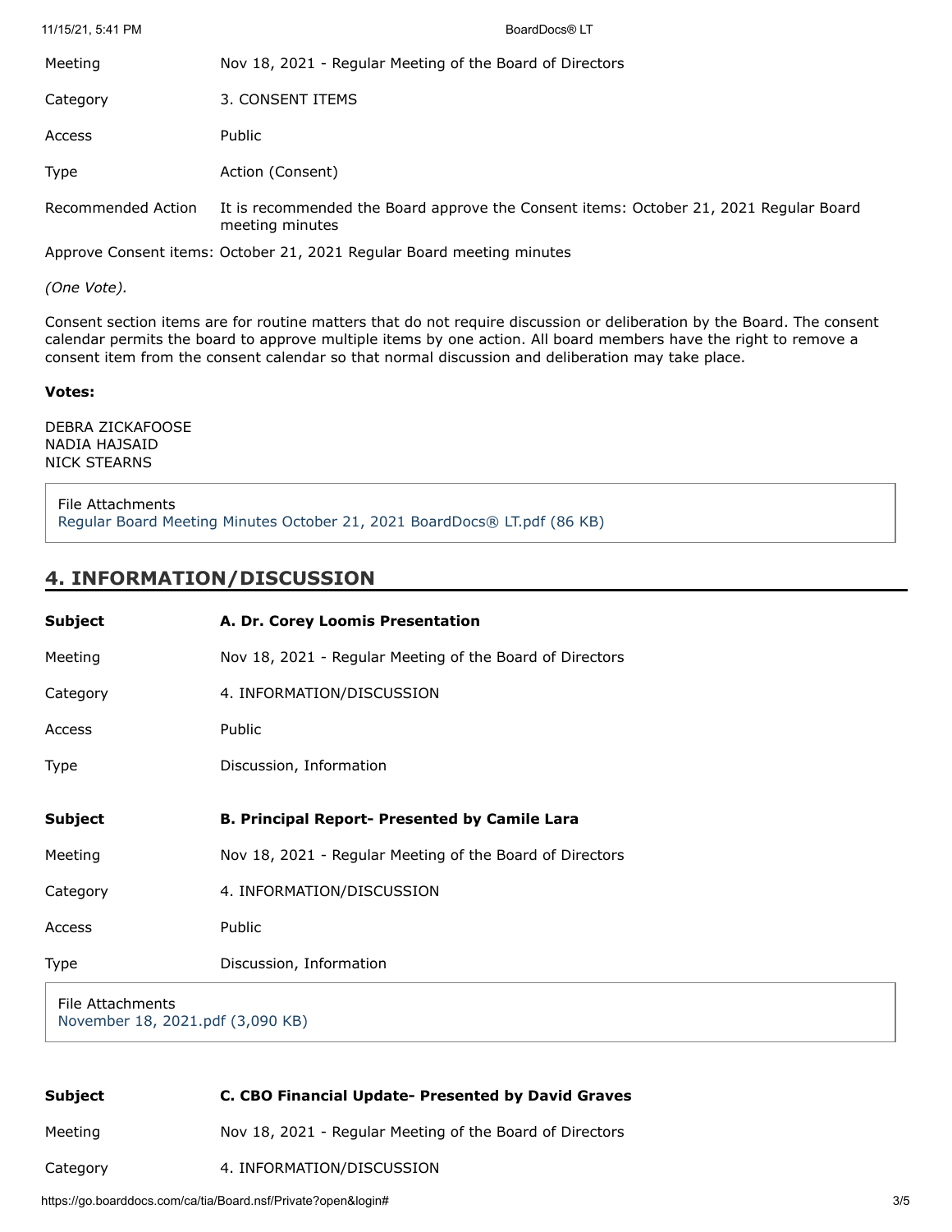| | |
|---|---|
| Meeting | Nov 18, 2021 - Regular Meeting of the Board of Directors |
| Category | 3. CONSENT ITEMS |
| Access | Public |
| Type | Action (Consent) |
| Recommended Action | It is recommended the Board approve the Consent items: October 21, 2021 Regular Board meeting minutes |

Approve Consent items: October 21, 2021 Regular Board meeting minutes

*(One Vote).*

Consent section items are for routine matters that do not require discussion or deliberation by the Board. The consent calendar permits the board to approve multiple items by one action. All board members have the right to remove a consent item from the consent calendar so that normal discussion and deliberation may take place.

**Votes:**

DEBRA ZICKAFOOSE
NADIA HAJSAID
NICK STEARNS

File Attachments
Regular Board Meeting Minutes October 21, 2021 BoardDocs® LT.pdf (86 KB)

## 4. INFORMATION/DISCUSSION

| | |
|---|---|
| **Subject** | **A. Dr. Corey Loomis Presentation** |
| Meeting | Nov 18, 2021 - Regular Meeting of the Board of Directors |
| Category | 4. INFORMATION/DISCUSSION |
| Access | Public |
| Type | Discussion, Information |

| | |
|---|---|
| **Subject** | **B. Principal Report- Presented by Camile Lara** |
| Meeting | Nov 18, 2021 - Regular Meeting of the Board of Directors |
| Category | 4. INFORMATION/DISCUSSION |
| Access | Public |
| Type | Discussion, Information |

File Attachments
November 18, 2021.pdf (3,090 KB)

| | |
|---|---|
| **Subject** | **C. CBO Financial Update- Presented by David Graves** |
| Meeting | Nov 18, 2021 - Regular Meeting of the Board of Directors |
| Category | 4. INFORMATION/DISCUSSION |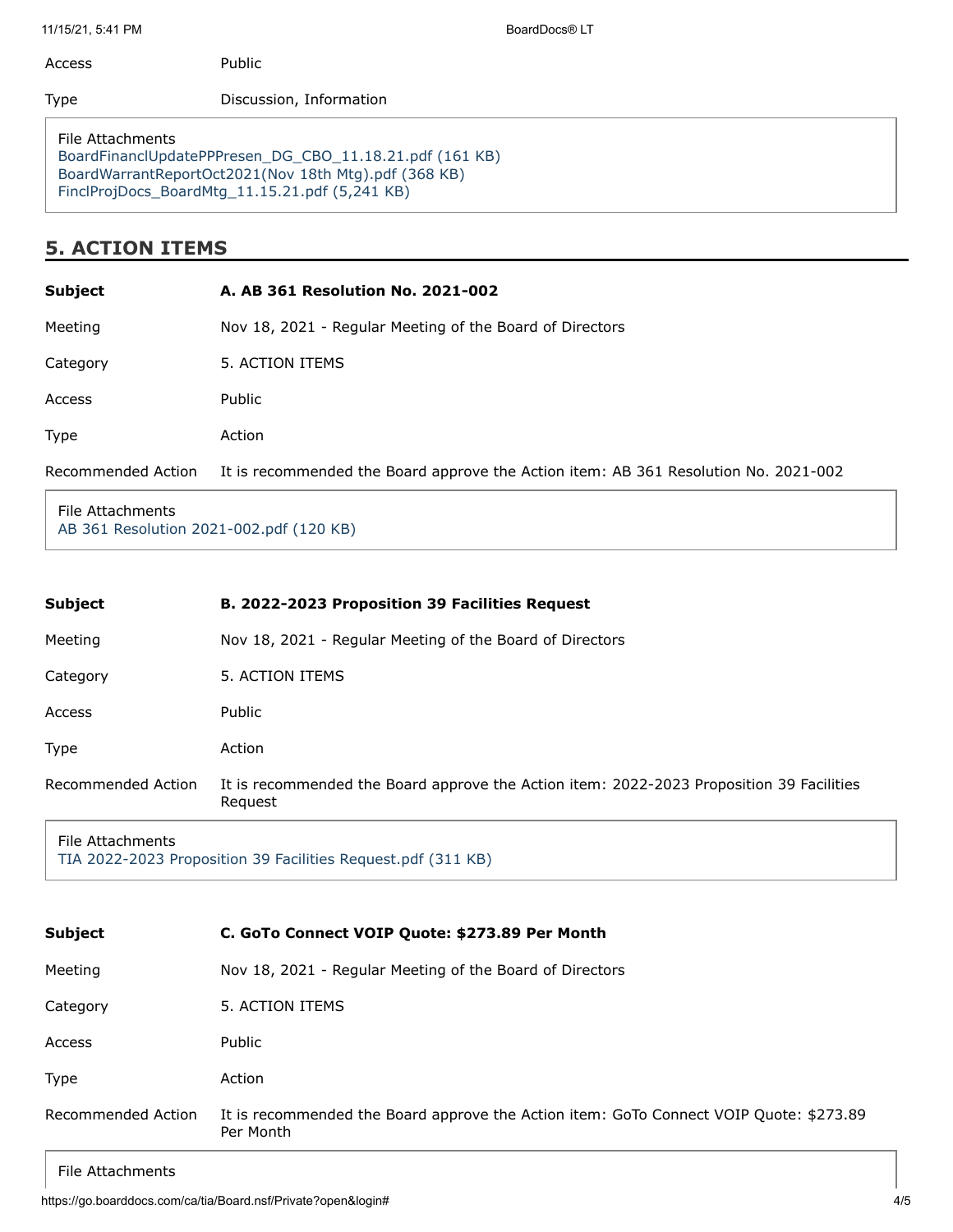| | |
|---|---|
| Access | Public |
| Type | Discussion, Information |

File Attachments
BoardFinanclUpdatePPPresen_DG_CBO_11.18.21.pdf (161 KB)
BoardWarrantReportOct2021(Nov 18th Mtg).pdf (368 KB)
FinclProjDocs_BoardMtg_11.15.21.pdf (5,241 KB)

## 5. ACTION ITEMS

| | |
|---|---|
| **Subject** | **A. AB 361 Resolution No. 2021-002** |
| Meeting | Nov 18, 2021 - Regular Meeting of the Board of Directors |
| Category | 5. ACTION ITEMS |
| Access | Public |
| Type | Action |
| Recommended Action | It is recommended the Board approve the Action item: AB 361 Resolution No. 2021-002 |

File Attachments
AB 361 Resolution 2021-002.pdf (120 KB)

| | |
|---|---|
| **Subject** | **B. 2022-2023 Proposition 39 Facilities Request** |
| Meeting | Nov 18, 2021 - Regular Meeting of the Board of Directors |
| Category | 5. ACTION ITEMS |
| Access | Public |
| Type | Action |
| Recommended Action | It is recommended the Board approve the Action item: 2022-2023 Proposition 39 Facilities Request |

File Attachments
TIA 2022-2023 Proposition 39 Facilities Request.pdf (311 KB)

| | |
|---|---|
| **Subject** | **C. GoTo Connect VOIP Quote: $273.89 Per Month** |
| Meeting | Nov 18, 2021 - Regular Meeting of the Board of Directors |
| Category | 5. ACTION ITEMS |
| Access | Public |
| Type | Action |
| Recommended Action | It is recommended the Board approve the Action item: GoTo Connect VOIP Quote: $273.89 Per Month |

File Attachments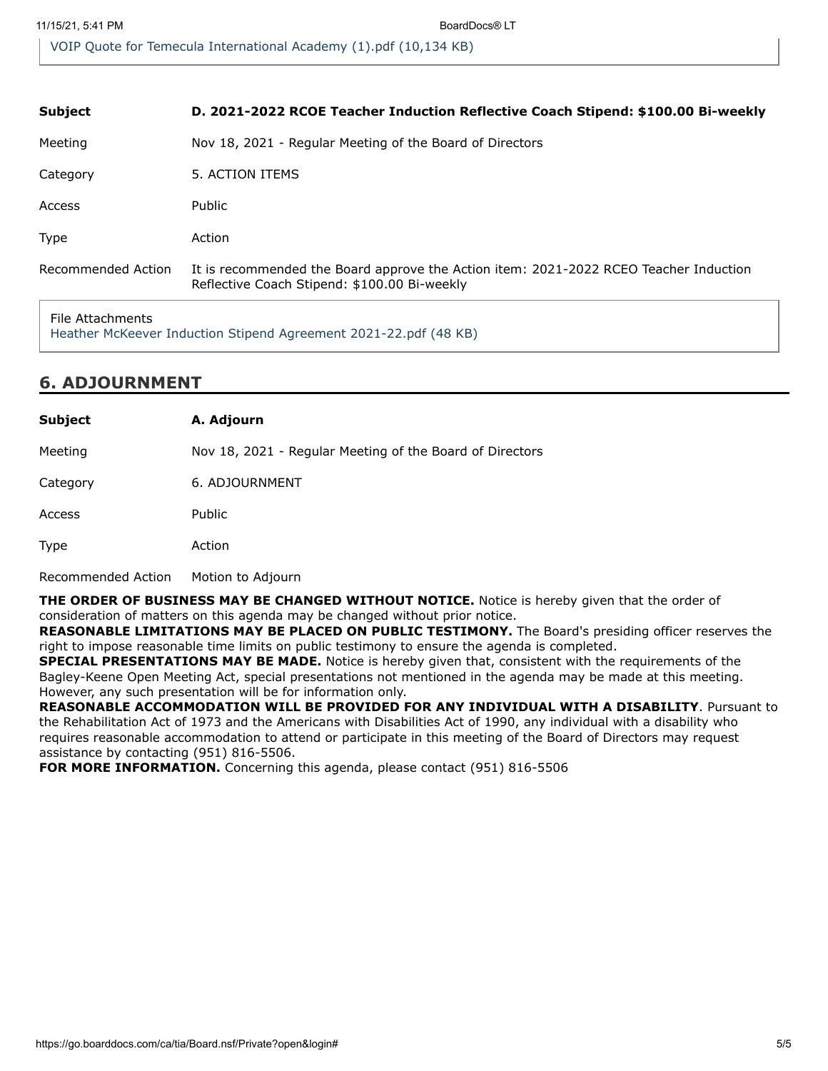VOIP Quote for Temecula International Academy (1).pdf (10,134 KB)

| | |
|---|---|
| **Subject** | **D. 2021-2022 RCOE Teacher Induction Reflective Coach Stipend: $100.00 Bi-weekly** |
| Meeting | Nov 18, 2021 - Regular Meeting of the Board of Directors |
| Category | 5. ACTION ITEMS |
| Access | Public |
| Type | Action |
| Recommended Action | It is recommended the Board approve the Action item: 2021-2022 RCEO Teacher Induction Reflective Coach Stipend: $100.00 Bi-weekly |

File Attachments
Heather McKeever Induction Stipend Agreement 2021-22.pdf (48 KB)

## 6. ADJOURNMENT

| | |
|---|---|
| **Subject** | **A. Adjourn** |
| Meeting | Nov 18, 2021 - Regular Meeting of the Board of Directors |
| Category | 6. ADJOURNMENT |
| Access | Public |
| Type | Action |
| Recommended Action | Motion to Adjourn |

**THE ORDER OF BUSINESS MAY BE CHANGED WITHOUT NOTICE.** Notice is hereby given that the order of consideration of matters on this agenda may be changed without prior notice.
**REASONABLE LIMITATIONS MAY BE PLACED ON PUBLIC TESTIMONY.** The Board's presiding officer reserves the right to impose reasonable time limits on public testimony to ensure the agenda is completed.
**SPECIAL PRESENTATIONS MAY BE MADE.** Notice is hereby given that, consistent with the requirements of the Bagley-Keene Open Meeting Act, special presentations not mentioned in the agenda may be made at this meeting. However, any such presentation will be for information only.
**REASONABLE ACCOMMODATION WILL BE PROVIDED FOR ANY INDIVIDUAL WITH A DISABILITY**. Pursuant to the Rehabilitation Act of 1973 and the Americans with Disabilities Act of 1990, any individual with a disability who requires reasonable accommodation to attend or participate in this meeting of the Board of Directors may request assistance by contacting (951) 816-5506.
**FOR MORE INFORMATION.** Concerning this agenda, please contact (951) 816-5506